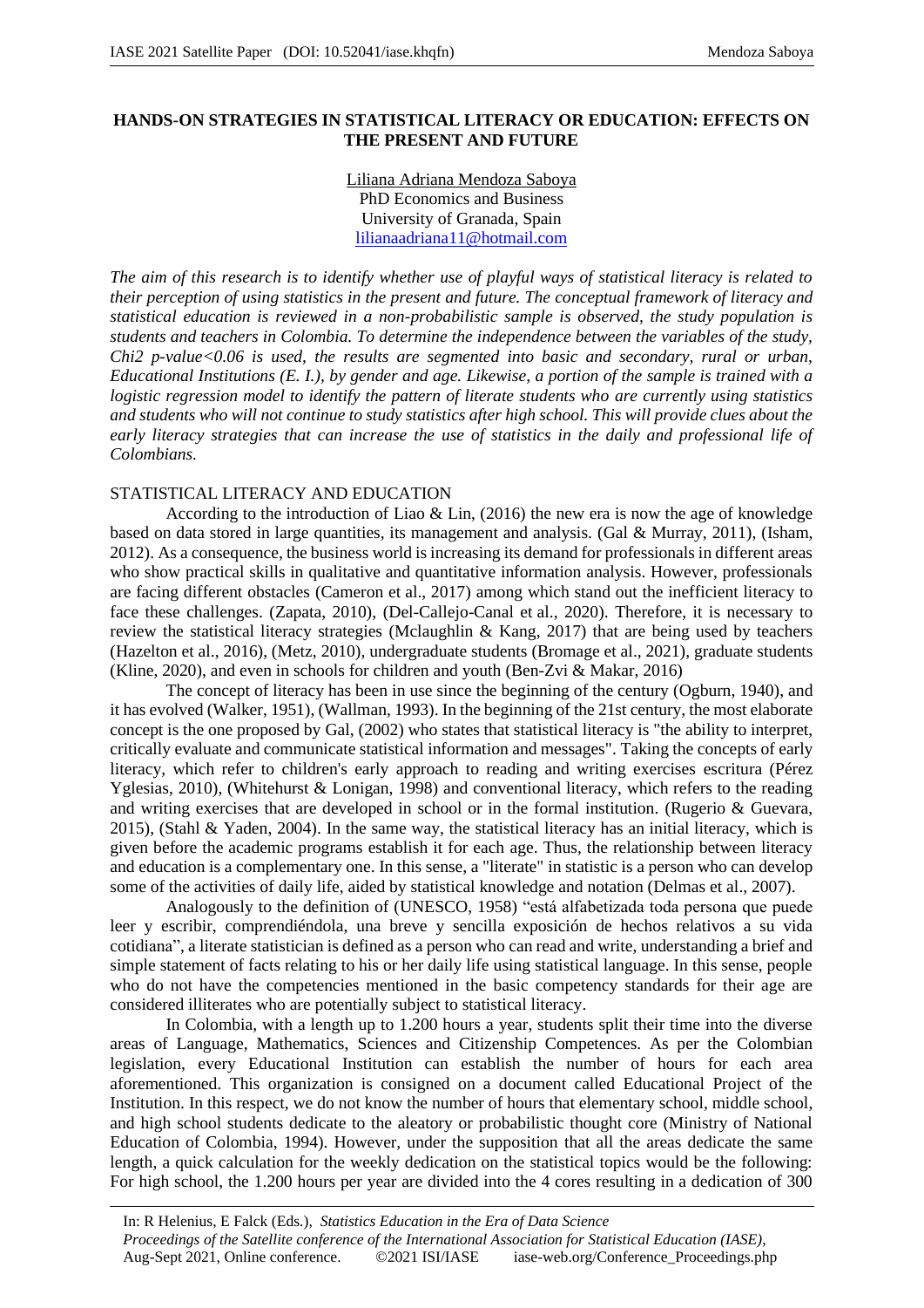# HANDS-ON STRATEGIES IN STATISTICAL LITERACY OR EDUCATION: EFFECTS ON THE PRESENT AND FUTURE

Liliana Adriana Mendoza Saboya
PhD Economics and Business
University of Granada, Spain
lilianaadriana11@hotmail.com

*The aim of this research is to identify whether use of playful ways of statistical literacy is related to their perception of using statistics in the present and future. The conceptual framework of literacy and statistical education is reviewed in a non-probabilistic sample is observed, the study population is students and teachers in Colombia. To determine the independence between the variables of the study, Chi2 p-value<0.06 is used, the results are segmented into basic and secondary, rural or urban, Educational Institutions (E. I.), by gender and age. Likewise, a portion of the sample is trained with a logistic regression model to identify the pattern of literate students who are currently using statistics and students who will not continue to study statistics after high school. This will provide clues about the early literacy strategies that can increase the use of statistics in the daily and professional life of Colombians.*

## STATISTICAL LITERACY AND EDUCATION

According to the introduction of Liao & Lin, (2016) the new era is now the age of knowledge based on data stored in large quantities, its management and analysis. (Gal & Murray, 2011), (Isham, 2012). As a consequence, the business world is increasing its demand for professionals in different areas who show practical skills in qualitative and quantitative information analysis. However, professionals are facing different obstacles (Cameron et al., 2017) among which stand out the inefficient literacy to face these challenges. (Zapata, 2010), (Del-Callejo-Canal et al., 2020). Therefore, it is necessary to review the statistical literacy strategies (Mclaughlin & Kang, 2017) that are being used by teachers (Hazelton et al., 2016), (Metz, 2010), undergraduate students (Bromage et al., 2021), graduate students (Kline, 2020), and even in schools for children and youth (Ben-Zvi & Makar, 2016)

The concept of literacy has been in use since the beginning of the century (Ogburn, 1940), and it has evolved (Walker, 1951), (Wallman, 1993). In the beginning of the 21st century, the most elaborate concept is the one proposed by Gal, (2002) who states that statistical literacy is "the ability to interpret, critically evaluate and communicate statistical information and messages". Taking the concepts of early literacy, which refer to children's early approach to reading and writing exercises escritura (Pérez Yglesias, 2010), (Whitehurst & Lonigan, 1998) and conventional literacy, which refers to the reading and writing exercises that are developed in school or in the formal institution. (Rugerio & Guevara, 2015), (Stahl & Yaden, 2004). In the same way, the statistical literacy has an initial literacy, which is given before the academic programs establish it for each age. Thus, the relationship between literacy and education is a complementary one. In this sense, a "literate" in statistic is a person who can develop some of the activities of daily life, aided by statistical knowledge and notation (Delmas et al., 2007).

Analogously to the definition of (UNESCO, 1958) "está alfabetizada toda persona que puede leer y escribir, comprendiéndola, una breve y sencilla exposición de hechos relativos a su vida cotidiana", a literate statistician is defined as a person who can read and write, understanding a brief and simple statement of facts relating to his or her daily life using statistical language. In this sense, people who do not have the competencies mentioned in the basic competency standards for their age are considered illiterates who are potentially subject to statistical literacy.

In Colombia, with a length up to 1.200 hours a year, students split their time into the diverse areas of Language, Mathematics, Sciences and Citizenship Competences. As per the Colombian legislation, every Educational Institution can establish the number of hours for each area aforementioned. This organization is consigned on a document called Educational Project of the Institution. In this respect, we do not know the number of hours that elementary school, middle school, and high school students dedicate to the aleatory or probabilistic thought core (Ministry of National Education of Colombia, 1994). However, under the supposition that all the areas dedicate the same length, a quick calculation for the weekly dedication on the statistical topics would be the following: For high school, the 1.200 hours per year are divided into the 4 cores resulting in a dedication of 300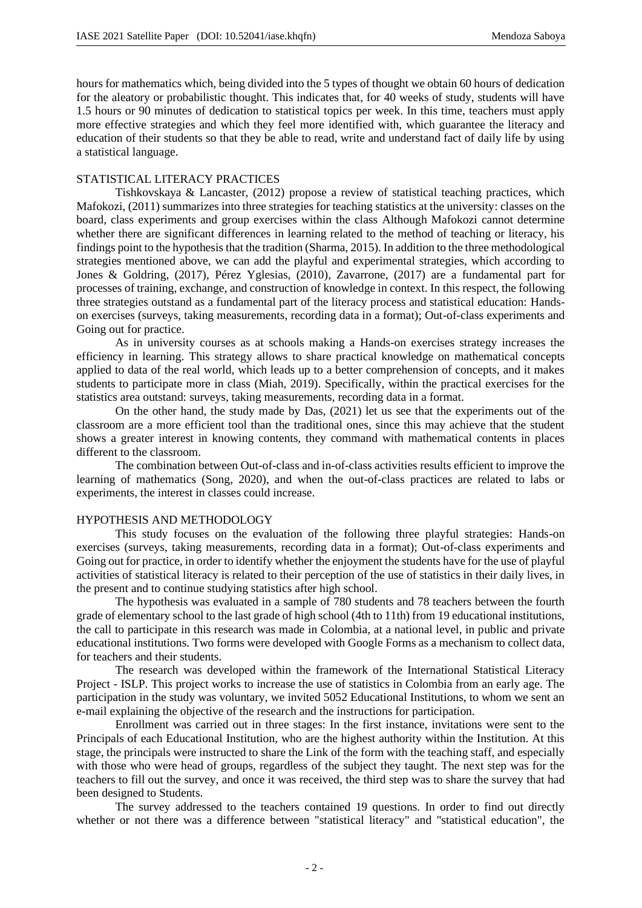hours for mathematics which, being divided into the 5 types of thought we obtain 60 hours of dedication for the aleatory or probabilistic thought. This indicates that, for 40 weeks of study, students will have 1.5 hours or 90 minutes of dedication to statistical topics per week. In this time, teachers must apply more effective strategies and which they feel more identified with, which guarantee the literacy and education of their students so that they be able to read, write and understand fact of daily life by using a statistical language.

## STATISTICAL LITERACY PRACTICES

Tishkovskaya & Lancaster, (2012) propose a review of statistical teaching practices, which Mafokozi, (2011) summarizes into three strategies for teaching statistics at the university: classes on the board, class experiments and group exercises within the class Although Mafokozi cannot determine whether there are significant differences in learning related to the method of teaching or literacy, his findings point to the hypothesis that the tradition (Sharma, 2015). In addition to the three methodological strategies mentioned above, we can add the playful and experimental strategies, which according to Jones & Goldring, (2017), Pérez Yglesias, (2010), Zavarrone, (2017) are a fundamental part for processes of training, exchange, and construction of knowledge in context. In this respect, the following three strategies outstand as a fundamental part of the literacy process and statistical education: Hands-on exercises (surveys, taking measurements, recording data in a format); Out-of-class experiments and Going out for practice.

As in university courses as at schools making a Hands-on exercises strategy increases the efficiency in learning. This strategy allows to share practical knowledge on mathematical concepts applied to data of the real world, which leads up to a better comprehension of concepts, and it makes students to participate more in class (Miah, 2019). Specifically, within the practical exercises for the statistics area outstand: surveys, taking measurements, recording data in a format.

On the other hand, the study made by Das, (2021) let us see that the experiments out of the classroom are a more efficient tool than the traditional ones, since this may achieve that the student shows a greater interest in knowing contents, they command with mathematical contents in places different to the classroom.

The combination between Out-of-class and in-of-class activities results efficient to improve the learning of mathematics (Song, 2020), and when the out-of-class practices are related to labs or experiments, the interest in classes could increase.

## HYPOTHESIS AND METHODOLOGY

This study focuses on the evaluation of the following three playful strategies: Hands-on exercises (surveys, taking measurements, recording data in a format); Out-of-class experiments and Going out for practice, in order to identify whether the enjoyment the students have for the use of playful activities of statistical literacy is related to their perception of the use of statistics in their daily lives, in the present and to continue studying statistics after high school.

The hypothesis was evaluated in a sample of 780 students and 78 teachers between the fourth grade of elementary school to the last grade of high school (4th to 11th) from 19 educational institutions, the call to participate in this research was made in Colombia, at a national level, in public and private educational institutions. Two forms were developed with Google Forms as a mechanism to collect data, for teachers and their students.

The research was developed within the framework of the International Statistical Literacy Project - ISLP. This project works to increase the use of statistics in Colombia from an early age. The participation in the study was voluntary, we invited 5052 Educational Institutions, to whom we sent an e-mail explaining the objective of the research and the instructions for participation.

Enrollment was carried out in three stages: In the first instance, invitations were sent to the Principals of each Educational Institution, who are the highest authority within the Institution. At this stage, the principals were instructed to share the Link of the form with the teaching staff, and especially with those who were head of groups, regardless of the subject they taught. The next step was for the teachers to fill out the survey, and once it was received, the third step was to share the survey that had been designed to Students.

The survey addressed to the teachers contained 19 questions. In order to find out directly whether or not there was a difference between "statistical literacy" and "statistical education", the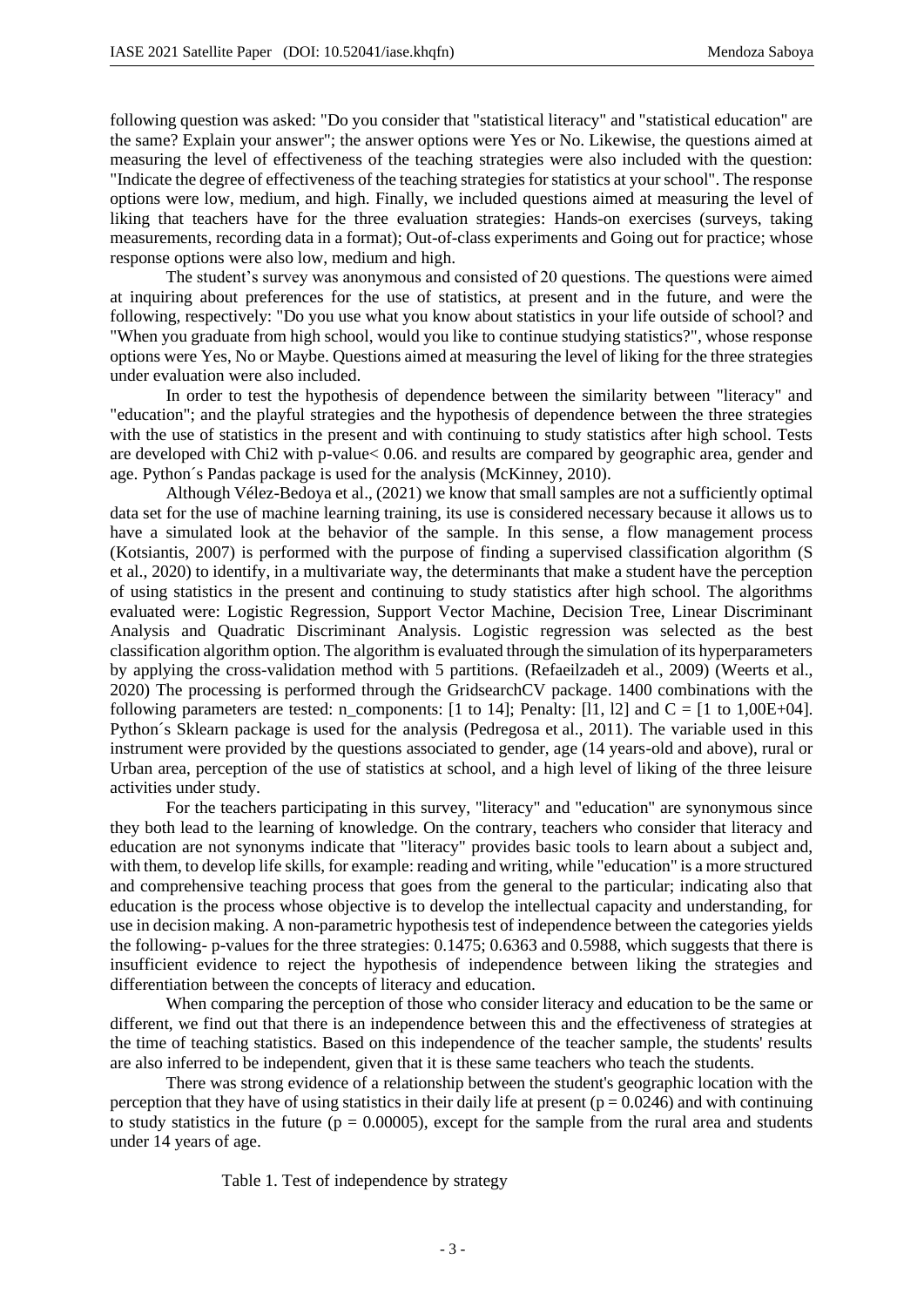following question was asked: "Do you consider that "statistical literacy" and "statistical education" are the same? Explain your answer"; the answer options were Yes or No. Likewise, the questions aimed at measuring the level of effectiveness of the teaching strategies were also included with the question: "Indicate the degree of effectiveness of the teaching strategies for statistics at your school". The response options were low, medium, and high. Finally, we included questions aimed at measuring the level of liking that teachers have for the three evaluation strategies: Hands-on exercises (surveys, taking measurements, recording data in a format); Out-of-class experiments and Going out for practice; whose response options were also low, medium and high.

The student's survey was anonymous and consisted of 20 questions. The questions were aimed at inquiring about preferences for the use of statistics, at present and in the future, and were the following, respectively: "Do you use what you know about statistics in your life outside of school? and "When you graduate from high school, would you like to continue studying statistics?", whose response options were Yes, No or Maybe. Questions aimed at measuring the level of liking for the three strategies under evaluation were also included.

In order to test the hypothesis of dependence between the similarity between "literacy" and "education"; and the playful strategies and the hypothesis of dependence between the three strategies with the use of statistics in the present and with continuing to study statistics after high school. Tests are developed with Chi2 with p-value< 0.06. and results are compared by geographic area, gender and age. Python´s Pandas package is used for the analysis (McKinney, 2010).

Although Vélez-Bedoya et al., (2021) we know that small samples are not a sufficiently optimal data set for the use of machine learning training, its use is considered necessary because it allows us to have a simulated look at the behavior of the sample. In this sense, a flow management process (Kotsiantis, 2007) is performed with the purpose of finding a supervised classification algorithm (S et al., 2020) to identify, in a multivariate way, the determinants that make a student have the perception of using statistics in the present and continuing to study statistics after high school. The algorithms evaluated were: Logistic Regression, Support Vector Machine, Decision Tree, Linear Discriminant Analysis and Quadratic Discriminant Analysis. Logistic regression was selected as the best classification algorithm option. The algorithm is evaluated through the simulation of its hyperparameters by applying the cross-validation method with 5 partitions. (Refaeilzadeh et al., 2009) (Weerts et al., 2020) The processing is performed through the GridsearchCV package. 1400 combinations with the following parameters are tested: n_components: [1 to 14]; Penalty: [l1, l2] and C = [1 to 1,00E+04]. Python´s Sklearn package is used for the analysis (Pedregosa et al., 2011). The variable used in this instrument were provided by the questions associated to gender, age (14 years-old and above), rural or Urban area, perception of the use of statistics at school, and a high level of liking of the three leisure activities under study.

For the teachers participating in this survey, "literacy" and "education" are synonymous since they both lead to the learning of knowledge. On the contrary, teachers who consider that literacy and education are not synonyms indicate that "literacy" provides basic tools to learn about a subject and, with them, to develop life skills, for example: reading and writing, while "education" is a more structured and comprehensive teaching process that goes from the general to the particular; indicating also that education is the process whose objective is to develop the intellectual capacity and understanding, for use in decision making. A non-parametric hypothesis test of independence between the categories yields the following- p-values for the three strategies: 0.1475; 0.6363 and 0.5988, which suggests that there is insufficient evidence to reject the hypothesis of independence between liking the strategies and differentiation between the concepts of literacy and education.

When comparing the perception of those who consider literacy and education to be the same or different, we find out that there is an independence between this and the effectiveness of strategies at the time of teaching statistics. Based on this independence of the teacher sample, the students' results are also inferred to be independent, given that it is these same teachers who teach the students.

There was strong evidence of a relationship between the student's geographic location with the perception that they have of using statistics in their daily life at present ($p = 0.0246$) and with continuing to study statistics in the future ($p = 0.00005$), except for the sample from the rural area and students under 14 years of age.

Table 1. Test of independence by strategy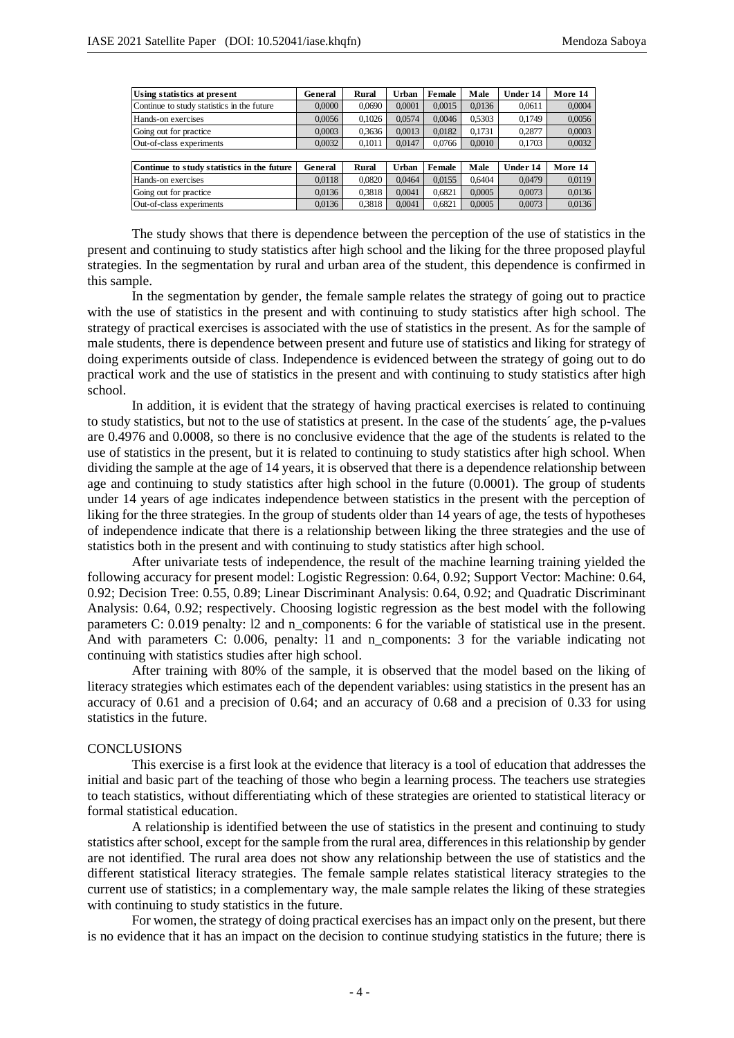| Using statistics at present | General | Rural | Urban | Female | Male | Under 14 | More 14 |
|---|---|---|---|---|---|---|---|
| Continue to study statistics in the future | 0,0000 | 0,0690 | 0,0001 | 0,0015 | 0,0136 | 0,0611 | 0,0004 |
| Hands-on exercises | 0,0056 | 0,1026 | 0,0574 | 0,0046 | 0,5303 | 0,1749 | 0,0056 |
| Going out for practice | 0,0003 | 0,3636 | 0,0013 | 0,0182 | 0,1731 | 0,2877 | 0,0003 |
| Out-of-class experiments | 0,0032 | 0,1011 | 0,0147 | 0,0766 | 0,0010 | 0,1703 | 0,0032 |

| Continue to study statistics in the future | General | Rural | Urban | Female | Male | Under 14 | More 14 |
|---|---|---|---|---|---|---|---|
| Hands-on exercises | 0,0118 | 0,0820 | 0,0464 | 0,0155 | 0,6404 | 0,0479 | 0,0119 |
| Going out for practice | 0,0136 | 0,3818 | 0,0041 | 0,6821 | 0,0005 | 0,0073 | 0,0136 |
| Out-of-class experiments | 0,0136 | 0,3818 | 0,0041 | 0,6821 | 0,0005 | 0,0073 | 0,0136 |

The study shows that there is dependence between the perception of the use of statistics in the present and continuing to study statistics after high school and the liking for the three proposed playful strategies. In the segmentation by rural and urban area of the student, this dependence is confirmed in this sample.

In the segmentation by gender, the female sample relates the strategy of going out to practice with the use of statistics in the present and with continuing to study statistics after high school. The strategy of practical exercises is associated with the use of statistics in the present. As for the sample of male students, there is dependence between present and future use of statistics and liking for strategy of doing experiments outside of class. Independence is evidenced between the strategy of going out to do practical work and the use of statistics in the present and with continuing to study statistics after high school.

In addition, it is evident that the strategy of having practical exercises is related to continuing to study statistics, but not to the use of statistics at present. In the case of the students´ age, the p-values are 0.4976 and 0.0008, so there is no conclusive evidence that the age of the students is related to the use of statistics in the present, but it is related to continuing to study statistics after high school. When dividing the sample at the age of 14 years, it is observed that there is a dependence relationship between age and continuing to study statistics after high school in the future (0.0001). The group of students under 14 years of age indicates independence between statistics in the present with the perception of liking for the three strategies. In the group of students older than 14 years of age, the tests of hypotheses of independence indicate that there is a relationship between liking the three strategies and the use of statistics both in the present and with continuing to study statistics after high school.

After univariate tests of independence, the result of the machine learning training yielded the following accuracy for present model: Logistic Regression: 0.64, 0.92; Support Vector: Machine: 0.64, 0.92; Decision Tree: 0.55, 0.89; Linear Discriminant Analysis: 0.64, 0.92; and Quadratic Discriminant Analysis: 0.64, 0.92; respectively. Choosing logistic regression as the best model with the following parameters C: 0.019 penalty: l2 and n_components: 6 for the variable of statistical use in the present. And with parameters C: 0.006, penalty: l1 and n_components: 3 for the variable indicating not continuing with statistics studies after high school.

After training with 80% of the sample, it is observed that the model based on the liking of literacy strategies which estimates each of the dependent variables: using statistics in the present has an accuracy of 0.61 and a precision of 0.64; and an accuracy of 0.68 and a precision of 0.33 for using statistics in the future.

## CONCLUSIONS

This exercise is a first look at the evidence that literacy is a tool of education that addresses the initial and basic part of the teaching of those who begin a learning process. The teachers use strategies to teach statistics, without differentiating which of these strategies are oriented to statistical literacy or formal statistical education.

A relationship is identified between the use of statistics in the present and continuing to study statistics after school, except for the sample from the rural area, differences in this relationship by gender are not identified. The rural area does not show any relationship between the use of statistics and the different statistical literacy strategies. The female sample relates statistical literacy strategies to the current use of statistics; in a complementary way, the male sample relates the liking of these strategies with continuing to study statistics in the future.

For women, the strategy of doing practical exercises has an impact only on the present, but there is no evidence that it has an impact on the decision to continue studying statistics in the future; there is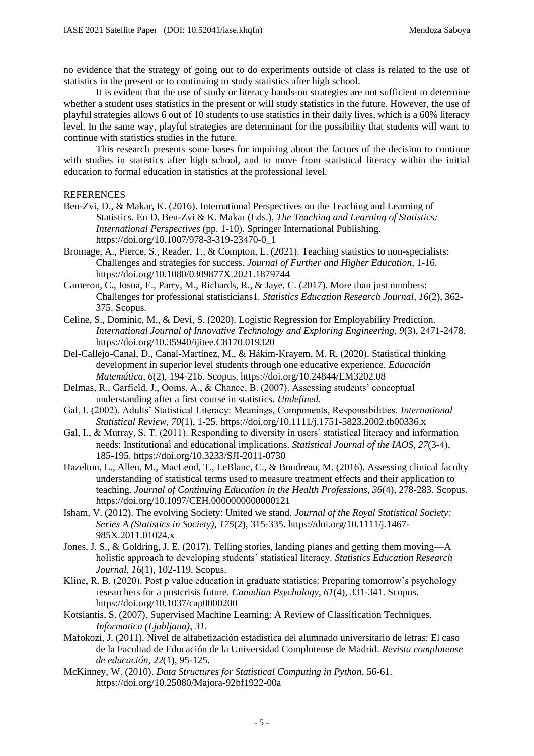no evidence that the strategy of going out to do experiments outside of class is related to the use of statistics in the present or to continuing to study statistics after high school.

It is evident that the use of study or literacy hands-on strategies are not sufficient to determine whether a student uses statistics in the present or will study statistics in the future. However, the use of playful strategies allows 6 out of 10 students to use statistics in their daily lives, which is a 60% literacy level. In the same way, playful strategies are determinant for the possibility that students will want to continue with statistics studies in the future.

This research presents some bases for inquiring about the factors of the decision to continue with studies in statistics after high school, and to move from statistical literacy within the initial education to formal education in statistics at the professional level.

REFERENCES

Ben-Zvi, D., & Makar, K. (2016). International Perspectives on the Teaching and Learning of Statistics. En D. Ben-Zvi & K. Makar (Eds.), *The Teaching and Learning of Statistics: International Perspectives* (pp. 1-10). Springer International Publishing. https://doi.org/10.1007/978-3-319-23470-0_1

Bromage, A., Pierce, S., Reader, T., & Compton, L. (2021). Teaching statistics to non-specialists: Challenges and strategies for success. *Journal of Further and Higher Education*, 1-16. https://doi.org/10.1080/0309877X.2021.1879744

Cameron, C., Iosua, E., Parry, M., Richards, R., & Jaye, C. (2017). More than just numbers: Challenges for professional statisticians1. *Statistics Education Research Journal*, *16*(2), 362-375. Scopus.

Celine, S., Dominic, M., & Devi, S. (2020). Logistic Regression for Employability Prediction. *International Journal of Innovative Technology and Exploring Engineering*, *9*(3), 2471-2478. https://doi.org/10.35940/ijitee.C8170.019320

Del-Callejo-Canal, D., Canal-Martínez, M., & Hákim-Krayem, M. R. (2020). Statistical thinking development in superior level students through one educative experience. *Educación Matemática*, *6*(2), 194-216. Scopus. https://doi.org/10.24844/EM3202.08

Delmas, R., Garfield, J., Ooms, A., & Chance, B. (2007). Assessing students' conceptual understanding after a first course in statistics. *Undefined*.

Gal, I. (2002). Adults' Statistical Literacy: Meanings, Components, Responsibilities. *International Statistical Review*, *70*(1), 1-25. https://doi.org/10.1111/j.1751-5823.2002.tb00336.x

Gal, I., & Murray, S. T. (2011). Responding to diversity in users' statistical literacy and information needs: Institutional and educational implications. *Statistical Journal of the IAOS*, *27*(3-4), 185-195. https://doi.org/10.3233/SJI-2011-0730

Hazelton, L., Allen, M., MacLeod, T., LeBlanc, C., & Boudreau, M. (2016). Assessing clinical faculty understanding of statistical terms used to measure treatment effects and their application to teaching. *Journal of Continuing Education in the Health Professions*, *36*(4), 278-283. Scopus. https://doi.org/10.1097/CEH.0000000000000121

Isham, V. (2012). The evolving Society: United we stand. *Journal of the Royal Statistical Society: Series A (Statistics in Society)*, *175*(2), 315-335. https://doi.org/10.1111/j.1467-985X.2011.01024.x

Jones, J. S., & Goldring, J. E. (2017). Telling stories, landing planes and getting them moving—A holistic approach to developing students' statistical literacy. *Statistics Education Research Journal*, *16*(1), 102-119. Scopus.

Kline, R. B. (2020). Post p value education in graduate statistics: Preparing tomorrow's psychology researchers for a postcrisis future. *Canadian Psychology*, *61*(4), 331-341. Scopus. https://doi.org/10.1037/cap0000200

Kotsiantis, S. (2007). Supervised Machine Learning: A Review of Classification Techniques. *Informatica (Ljubljana)*, *31*.

Mafokozi, J. (2011). Nivel de alfabetización estadística del alumnado universitario de letras: El caso de la Facultad de Educación de la Universidad Complutense de Madrid. *Revista complutense de educación*, *22*(1), 95-125.

McKinney, W. (2010). *Data Structures for Statistical Computing in Python*. 56-61. https://doi.org/10.25080/Majora-92bf1922-00a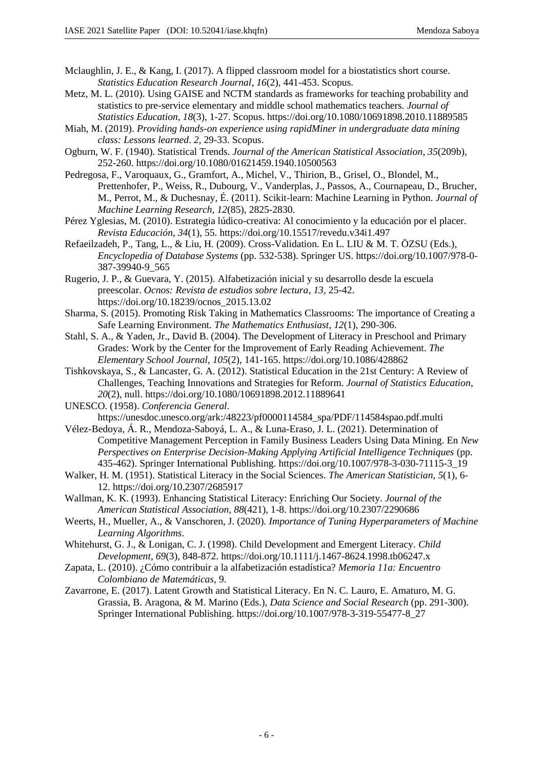Mclaughlin, J. E., & Kang, I. (2017). A flipped classroom model for a biostatistics short course. *Statistics Education Research Journal*, *16*(2), 441-453. Scopus.

Metz, M. L. (2010). Using GAISE and NCTM standards as frameworks for teaching probability and statistics to pre-service elementary and middle school mathematics teachers. *Journal of Statistics Education*, *18*(3), 1-27. Scopus. https://doi.org/10.1080/10691898.2010.11889585

Miah, M. (2019). *Providing hands-on experience using rapidMiner in undergraduate data mining class: Lessons learned*. *2*, 29-33. Scopus.

Ogburn, W. F. (1940). Statistical Trends. *Journal of the American Statistical Association*, *35*(209b), 252-260. https://doi.org/10.1080/01621459.1940.10500563

Pedregosa, F., Varoquaux, G., Gramfort, A., Michel, V., Thirion, B., Grisel, O., Blondel, M., Prettenhofer, P., Weiss, R., Dubourg, V., Vanderplas, J., Passos, A., Cournapeau, D., Brucher, M., Perrot, M., & Duchesnay, É. (2011). Scikit-learn: Machine Learning in Python. *Journal of Machine Learning Research*, *12*(85), 2825-2830.

Pérez Yglesias, M. (2010). Estrategia lúdico-creativa: Al conocimiento y la educación por el placer. *Revista Educación*, *34*(1), 55. https://doi.org/10.15517/revedu.v34i1.497

Refaeilzadeh, P., Tang, L., & Liu, H. (2009). Cross-Validation. En L. LIU & M. T. ÖZSU (Eds.), *Encyclopedia of Database Systems* (pp. 532-538). Springer US. https://doi.org/10.1007/978-0-387-39940-9_565

Rugerio, J. P., & Guevara, Y. (2015). Alfabetización inicial y su desarrollo desde la escuela preescolar. *Ocnos: Revista de estudios sobre lectura*, *13*, 25-42. https://doi.org/10.18239/ocnos_2015.13.02

Sharma, S. (2015). Promoting Risk Taking in Mathematics Classrooms: The importance of Creating a Safe Learning Environment. *The Mathematics Enthusiast*, *12*(1), 290-306.

Stahl, S. A., & Yaden, Jr., David B. (2004). The Development of Literacy in Preschool and Primary Grades: Work by the Center for the Improvement of Early Reading Achievement. *The Elementary School Journal*, *105*(2), 141-165. https://doi.org/10.1086/428862

Tishkovskaya, S., & Lancaster, G. A. (2012). Statistical Education in the 21st Century: A Review of Challenges, Teaching Innovations and Strategies for Reform. *Journal of Statistics Education*, *20*(2), null. https://doi.org/10.1080/10691898.2012.11889641

UNESCO. (1958). *Conferencia General*. https://unesdoc.unesco.org/ark:/48223/pf0000114584_spa/PDF/114584spao.pdf.multi

Vélez-Bedoya, Á. R., Mendoza-Saboyá, L. A., & Luna-Eraso, J. L. (2021). Determination of Competitive Management Perception in Family Business Leaders Using Data Mining. En *New Perspectives on Enterprise Decision-Making Applying Artificial Intelligence Techniques* (pp. 435-462). Springer International Publishing. https://doi.org/10.1007/978-3-030-71115-3_19

Walker, H. M. (1951). Statistical Literacy in the Social Sciences. *The American Statistician*, *5*(1), 6-12. https://doi.org/10.2307/2685917

Wallman, K. K. (1993). Enhancing Statistical Literacy: Enriching Our Society. *Journal of the American Statistical Association*, *88*(421), 1-8. https://doi.org/10.2307/2290686

Weerts, H., Mueller, A., & Vanschoren, J. (2020). *Importance of Tuning Hyperparameters of Machine Learning Algorithms*.

Whitehurst, G. J., & Lonigan, C. J. (1998). Child Development and Emergent Literacy. *Child Development*, *69*(3), 848-872. https://doi.org/10.1111/j.1467-8624.1998.tb06247.x

Zapata, L. (2010). ¿Cómo contribuir a la alfabetización estadística? *Memoria 11a: Encuentro Colombiano de Matemáticas*, 9.

Zavarrone, E. (2017). Latent Growth and Statistical Literacy. En N. C. Lauro, E. Amaturo, M. G. Grassia, B. Aragona, & M. Marino (Eds.), *Data Science and Social Research* (pp. 291-300). Springer International Publishing. https://doi.org/10.1007/978-3-319-55477-8_27